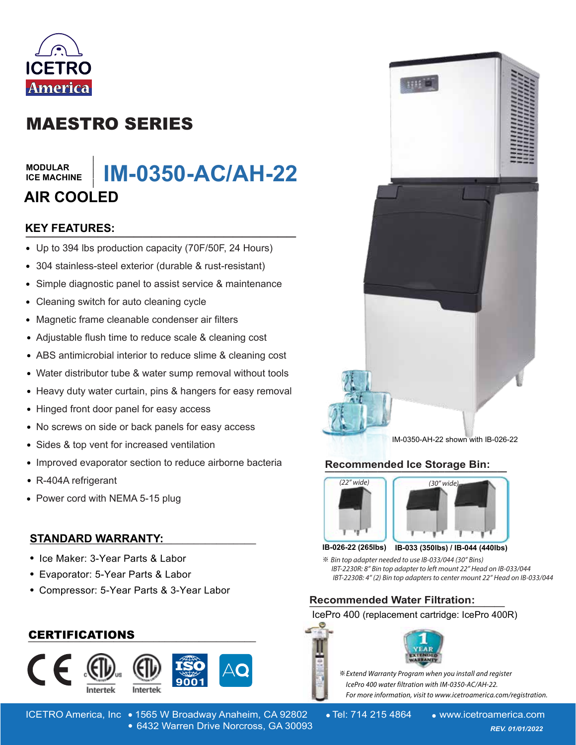ICETRO America

# MAESTRO SERIES

MODULAR ICE MACHINE

## IM-0350-AC/AH-22

## AIR COOLED

### KEY FEATURES:

- Up to 394 lbs production capacity (70F/50F, 24 Hours)
- 304 stainless-steel exterior (durable & rust-resistant)
- Simple diagnostic panel to assist service & maintenance
- Cleaning switch for auto cleaning cycle
- Magnetic frame cleanable condenser air filters
- Adjustable flush time to reduce scale & cleaning cost
- ABS antimicrobial interior to reduce slime & cleaning cost
- Water distributor tube & water sump removal without tools
- Heavy duty water curtain, pins & hangers for easy removal
- Hinged front door panel for easy access
- No screws on side or back panels for easy access
- Sides & top vent for increased ventilation
- Improved evaporator section to reduce airborne bacteria
- R-404A refrigerant
- Power cord with NEMA 5-15 plug

### STANDARD WARRANTY:

- Ice Maker: 3-Year Parts & Labor
- Evaporator: 5-Year Parts & Labor
- Compressor: 5-Year Parts & 3-Year Labor

### CERTIFICATIONS

CE, Intertek, Intertek, ISO 9001, AQ

IM-0350-AH-22 shown with IB-026-22

### Recommended Ice Storage Bin:

(22" wide) (30" wide)

**IB-026-22 (265lbs)** **IB-033 (350lbs) / IB-044 (440lbs)**

*※ Bin top adapter needed to use IB-033/044 (30" Bins)*
*IBT-2230R: 8" Bin top adapter to left mount 22" Head on IB-033/044*
*IBT-2230B: 4" (2) Bin top adapters to center mount 22" Head on IB-033/044*

### Recommended Water Filtration:

IcePro 400 (replacement cartridge: IcePro 400R)

1 YEAR EXTENDED WARRANTY

*※Extend Warranty Program when you install and register IcePro 400 water filtration with IM-0350-AC/AH-22.*
*For more information, visit to www.icetroamerica.com/registration.*

ICETRO America, Inc • 1565 W Broadway Anaheim, CA 92802 • 6432 Warren Drive Norcross, GA 30093 • Tel: 714 215 4864 • www.icetroamerica.com

*REV. 01/01/2022*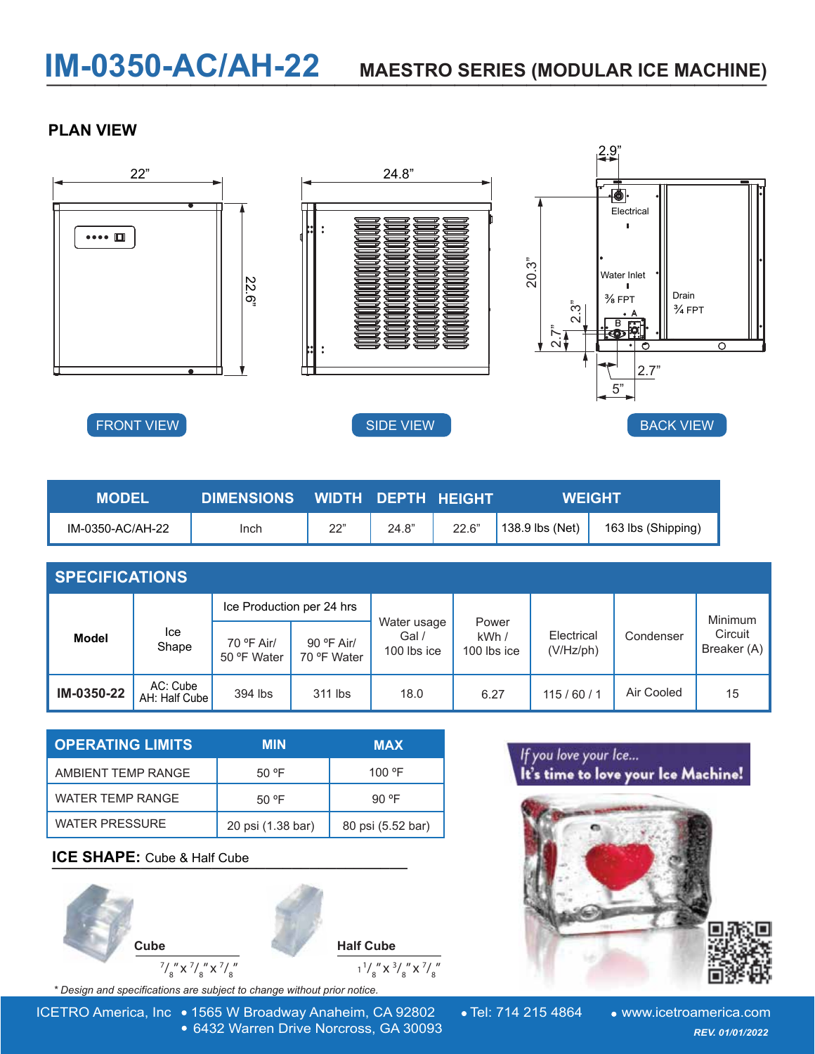# IM-0350-AC/AH-22 MAESTRO SERIES (MODULAR ICE MACHINE)

## PLAN VIEW

22"

22.6"

24.8"

2.9"

Electrical

Water Inlet

⅜ FPT

Drain

¾ FPT

20.3"

2.3"

2.7"

A

B

2.7"

5"

FRONT VIEW

SIDE VIEW

BACK VIEW

| MODEL | DIMENSIONS | WIDTH | DEPTH | HEIGHT | WEIGHT | |
|---|---|---|---|---|---|---|
| IM-0350-AC/AH-22 | Inch | 22" | 24.8" | 22.6" | 138.9 lbs (Net) | 163 lbs (Shipping) |

## SPECIFICATIONS

| Model | Ice Shape | Ice Production per 24 hrs | | Water usage Gal / 100 lbs ice | Power kWh / 100 lbs ice | Electrical (V/Hz/ph) | Condenser | Minimum Circuit Breaker (A) |
|---|---|---|---|---|---|---|---|---|
| | | 70 ºF Air/ 50 ºF Water | 90 ºF Air/ 70 ºF Water | | | | | |
| IM-0350-22 | AC: Cube AH: Half Cube | 394 lbs | 311 lbs | 18.0 | 6.27 | 115 / 60 / 1 | Air Cooled | 15 |

| OPERATING LIMITS | MIN | MAX |
|---|---|---|
| AMBIENT TEMP RANGE | 50 ºF | 100 ºF |
| WATER TEMP RANGE | 50 ºF | 90 ºF |
| WATER PRESSURE | 20 psi (1.38 bar) | 80 psi (5.52 bar) |

*If you love your Ice...*
**It's time to love your Ice Machine!**

**ICE SHAPE:** Cube & Half Cube

**Cube**
7/8" x 7/8" x 7/8"

**Half Cube**
1 1/8" x 3/8" x 7/8"

*\* Design and specifications are subject to change without prior notice.*

ICETRO America, Inc • 1565 W Broadway Anaheim, CA 92802 • 6432 Warren Drive Norcross, GA 30093 • Tel: 714 215 4864 • www.icetroamerica.com

*REV. 01/01/2022*